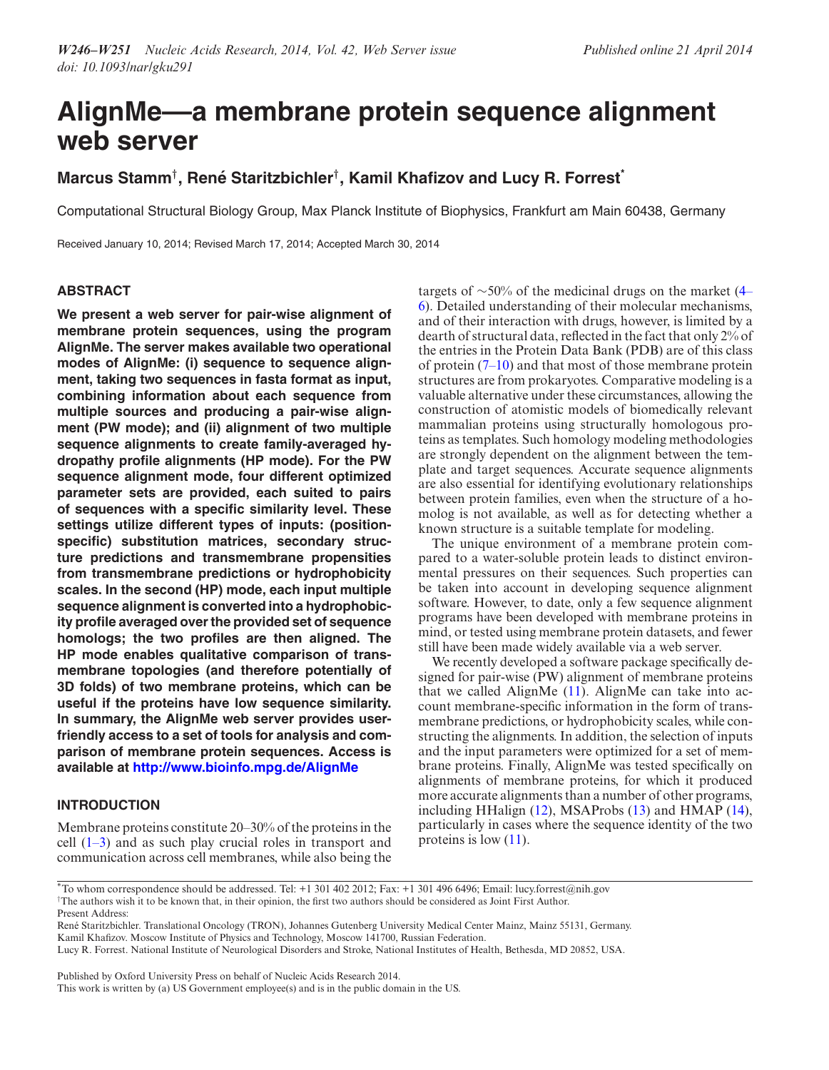# AlignMe—a membrane protein sequence alignment web server

**Marcus Stamm[†], René Staritzbichler[†], Kamil Khafizov and Lucy R. Forrest[*]**

Computational Structural Biology Group, Max Planck Institute of Biophysics, Frankfurt am Main 60438, Germany

Received January 10, 2014; Revised March 17, 2014; Accepted March 30, 2014

## ABSTRACT

**We present a web server for pair-wise alignment of membrane protein sequences, using the program AlignMe. The server makes available two operational modes of AlignMe: (i) sequence to sequence alignment, taking two sequences in fasta format as input, combining information about each sequence from multiple sources and producing a pair-wise alignment (PW mode); and (ii) alignment of two multiple sequence alignments to create family-averaged hydropathy profile alignments (HP mode). For the PW sequence alignment mode, four different optimized parameter sets are provided, each suited to pairs of sequences with a specific similarity level. These settings utilize different types of inputs: (position-specific) substitution matrices, secondary structure predictions and transmembrane propensities from transmembrane predictions or hydrophobicity scales. In the second (HP) mode, each input multiple sequence alignment is converted into a hydrophobicity profile averaged over the provided set of sequence homologs; the two profiles are then aligned. The HP mode enables qualitative comparison of transmembrane topologies (and therefore potentially of 3D folds) of two membrane proteins, which can be useful if the proteins have low sequence similarity. In summary, the AlignMe web server provides user-friendly access to a set of tools for analysis and comparison of membrane protein sequences. Access is available at http://www.bioinfo.mpg.de/AlignMe**

## INTRODUCTION

Membrane proteins constitute 20–30% of the proteins in the cell (1–3) and as such play crucial roles in transport and communication across cell membranes, while also being the targets of ~50% of the medicinal drugs on the market (4–6). Detailed understanding of their molecular mechanisms, and of their interaction with drugs, however, is limited by a dearth of structural data, reflected in the fact that only 2% of the entries in the Protein Data Bank (PDB) are of this class of protein (7–10) and that most of those membrane protein structures are from prokaryotes. Comparative modeling is a valuable alternative under these circumstances, allowing the construction of atomistic models of biomedically relevant mammalian proteins using structurally homologous proteins as templates. Such homology modeling methodologies are strongly dependent on the alignment between the template and target sequences. Accurate sequence alignments are also essential for identifying evolutionary relationships between protein families, even when the structure of a homolog is not available, as well as for detecting whether a known structure is a suitable template for modeling.

The unique environment of a membrane protein compared to a water-soluble protein leads to distinct environmental pressures on their sequences. Such properties can be taken into account in developing sequence alignment software. However, to date, only a few sequence alignment programs have been developed with membrane proteins in mind, or tested using membrane protein datasets, and fewer still have been made widely available via a web server.

We recently developed a software package specifically designed for pair-wise (PW) alignment of membrane proteins that we called AlignMe (11). AlignMe can take into account membrane-specific information in the form of transmembrane predictions, or hydrophobicity scales, while constructing the alignments. In addition, the selection of inputs and the input parameters were optimized for a set of membrane proteins. Finally, AlignMe was tested specifically on alignments of membrane proteins, for which it produced more accurate alignments than a number of other programs, including HHalign (12), MSAProbs (13) and HMAP (14), particularly in cases where the sequence identity of the two proteins is low (11).

---

[*]To whom correspondence should be addressed. Tel: +1 301 402 2012; Fax: +1 301 496 6496; Email: lucy.forrest@nih.gov
[†]The authors wish it to be known that, in their opinion, the first two authors should be considered as Joint First Author.
Present Address:
René Staritzbichler. Translational Oncology (TRON), Johannes Gutenberg University Medical Center Mainz, Mainz 55131, Germany.
Kamil Khafizov. Moscow Institute of Physics and Technology, Moscow 141700, Russian Federation.
Lucy R. Forrest. National Institute of Neurological Disorders and Stroke, National Institutes of Health, Bethesda, MD 20852, USA.

Published by Oxford University Press on behalf of Nucleic Acids Research 2014.
This work is written by (a) US Government employee(s) and is in the public domain in the US.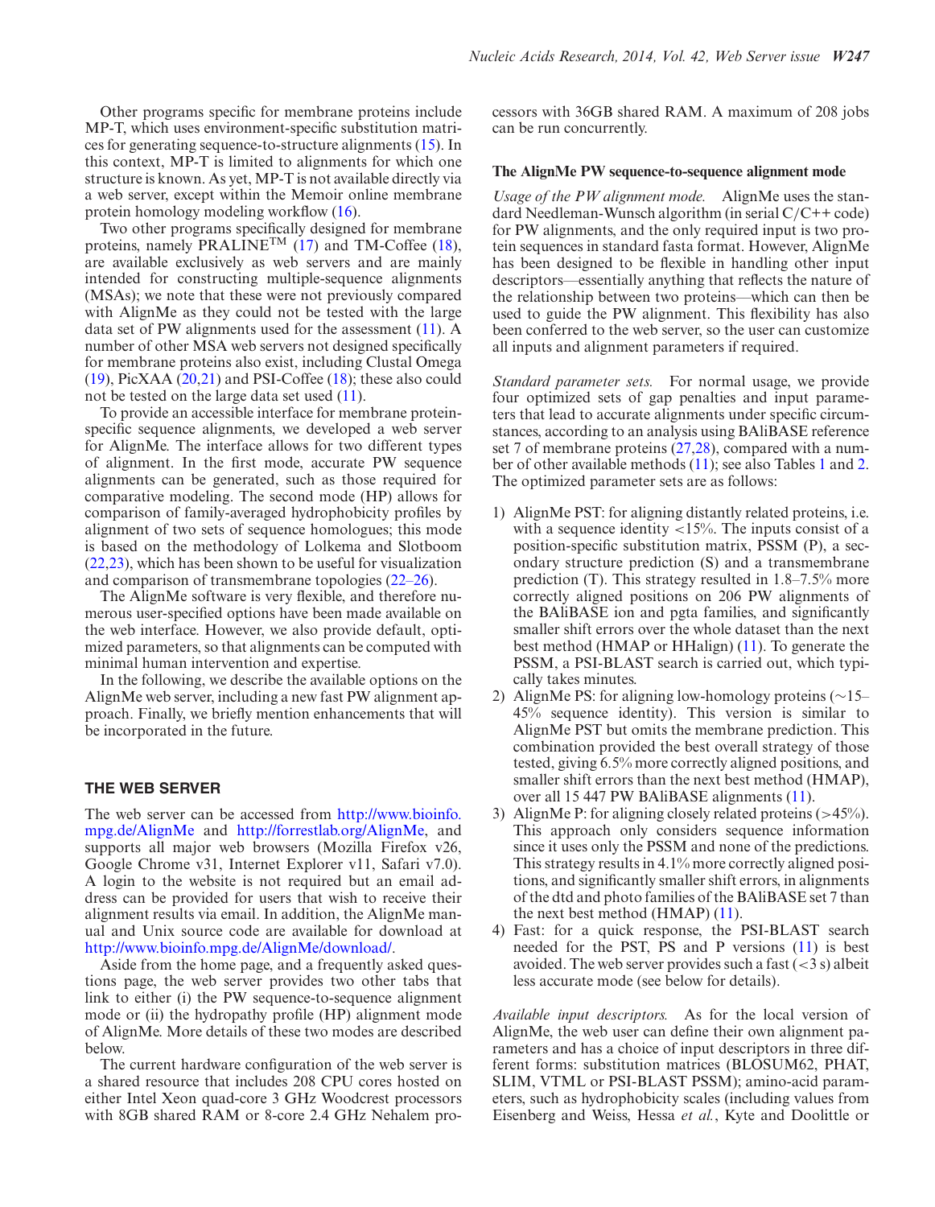Other programs specific for membrane proteins include MP-T, which uses environment-specific substitution matrices for generating sequence-to-structure alignments (15). In this context, MP-T is limited to alignments for which one structure is known. As yet, MP-T is not available directly via a web server, except within the Memoir online membrane protein homology modeling workflow (16).

Two other programs specifically designed for membrane proteins, namely PRALINE™ (17) and TM-Coffee (18), are available exclusively as web servers and are mainly intended for constructing multiple-sequence alignments (MSAs); we note that these were not previously compared with AlignMe as they could not be tested with the large data set of PW alignments used for the assessment (11). A number of other MSA web servers not designed specifically for membrane proteins also exist, including Clustal Omega (19), PicXAA (20,21) and PSI-Coffee (18); these also could not be tested on the large data set used (11).

To provide an accessible interface for membrane protein-specific sequence alignments, we developed a web server for AlignMe. The interface allows for two different types of alignment. In the first mode, accurate PW sequence alignments can be generated, such as those required for comparative modeling. The second mode (HP) allows for comparison of family-averaged hydrophobicity profiles by alignment of two sets of sequence homologues; this mode is based on the methodology of Lolkema and Slotboom (22,23), which has been shown to be useful for visualization and comparison of transmembrane topologies (22–26).

The AlignMe software is very flexible, and therefore numerous user-specified options have been made available on the web interface. However, we also provide default, optimized parameters, so that alignments can be computed with minimal human intervention and expertise.

In the following, we describe the available options on the AlignMe web server, including a new fast PW alignment approach. Finally, we briefly mention enhancements that will be incorporated in the future.

## THE WEB SERVER

The web server can be accessed from http://www.bioinfo.mpg.de/AlignMe and http://forrestlab.org/AlignMe, and supports all major web browsers (Mozilla Firefox v26, Google Chrome v31, Internet Explorer v11, Safari v7.0). A login to the website is not required but an email address can be provided for users that wish to receive their alignment results via email. In addition, the AlignMe manual and Unix source code are available for download at http://www.bioinfo.mpg.de/AlignMe/download/.

Aside from the home page, and a frequently asked questions page, the web server provides two other tabs that link to either (i) the PW sequence-to-sequence alignment mode or (ii) the hydropathy profile (HP) alignment mode of AlignMe. More details of these two modes are described below.

The current hardware configuration of the web server is a shared resource that includes 208 CPU cores hosted on either Intel Xeon quad-core 3 GHz Woodcrest processors with 8GB shared RAM or 8-core 2.4 GHz Nehalem processors with 36GB shared RAM. A maximum of 208 jobs can be run concurrently.

### The AlignMe PW sequence-to-sequence alignment mode

*Usage of the PW alignment mode.* AlignMe uses the standard Needleman-Wunsch algorithm (in serial C/C++ code) for PW alignments, and the only required input is two protein sequences in standard fasta format. However, AlignMe has been designed to be flexible in handling other input descriptors—essentially anything that reflects the nature of the relationship between two proteins—which can then be used to guide the PW alignment. This flexibility has also been conferred to the web server, so the user can customize all inputs and alignment parameters if required.

*Standard parameter sets.* For normal usage, we provide four optimized sets of gap penalties and input parameters that lead to accurate alignments under specific circumstances, according to an analysis using BAliBASE reference set 7 of membrane proteins (27,28), compared with a number of other available methods (11); see also Tables 1 and 2. The optimized parameter sets are as follows:

1) AlignMe PST: for aligning distantly related proteins, i.e. with a sequence identity <15%. The inputs consist of a position-specific substitution matrix, PSSM (P), a secondary structure prediction (S) and a transmembrane prediction (T). This strategy resulted in 1.8–7.5% more correctly aligned positions on 206 PW alignments of the BAliBASE ion and pgta families, and significantly smaller shift errors over the whole dataset than the next best method (HMAP or HHalign) (11). To generate the PSSM, a PSI-BLAST search is carried out, which typically takes minutes.
2) AlignMe PS: for aligning low-homology proteins (∼15–45% sequence identity). This version is similar to AlignMe PST but omits the membrane prediction. This combination provided the best overall strategy of those tested, giving 6.5% more correctly aligned positions, and smaller shift errors than the next best method (HMAP), over all 15 447 PW BAliBASE alignments (11).
3) AlignMe P: for aligning closely related proteins (>45%). This approach only considers sequence information since it uses only the PSSM and none of the predictions. This strategy results in 4.1% more correctly aligned positions, and significantly smaller shift errors, in alignments of the dtd and photo families of the BAliBASE set 7 than the next best method (HMAP) (11).
4) Fast: for a quick response, the PSI-BLAST search needed for the PST, PS and P versions (11) is best avoided. The web server provides such a fast (<3 s) albeit less accurate mode (see below for details).

*Available input descriptors.* As for the local version of AlignMe, the web user can define their own alignment parameters and has a choice of input descriptors in three different forms: substitution matrices (BLOSUM62, PHAT, SLIM, VTML or PSI-BLAST PSSM); amino-acid parameters, such as hydrophobicity scales (including values from Eisenberg and Weiss, Hessa *et al.*, Kyte and Doolittle or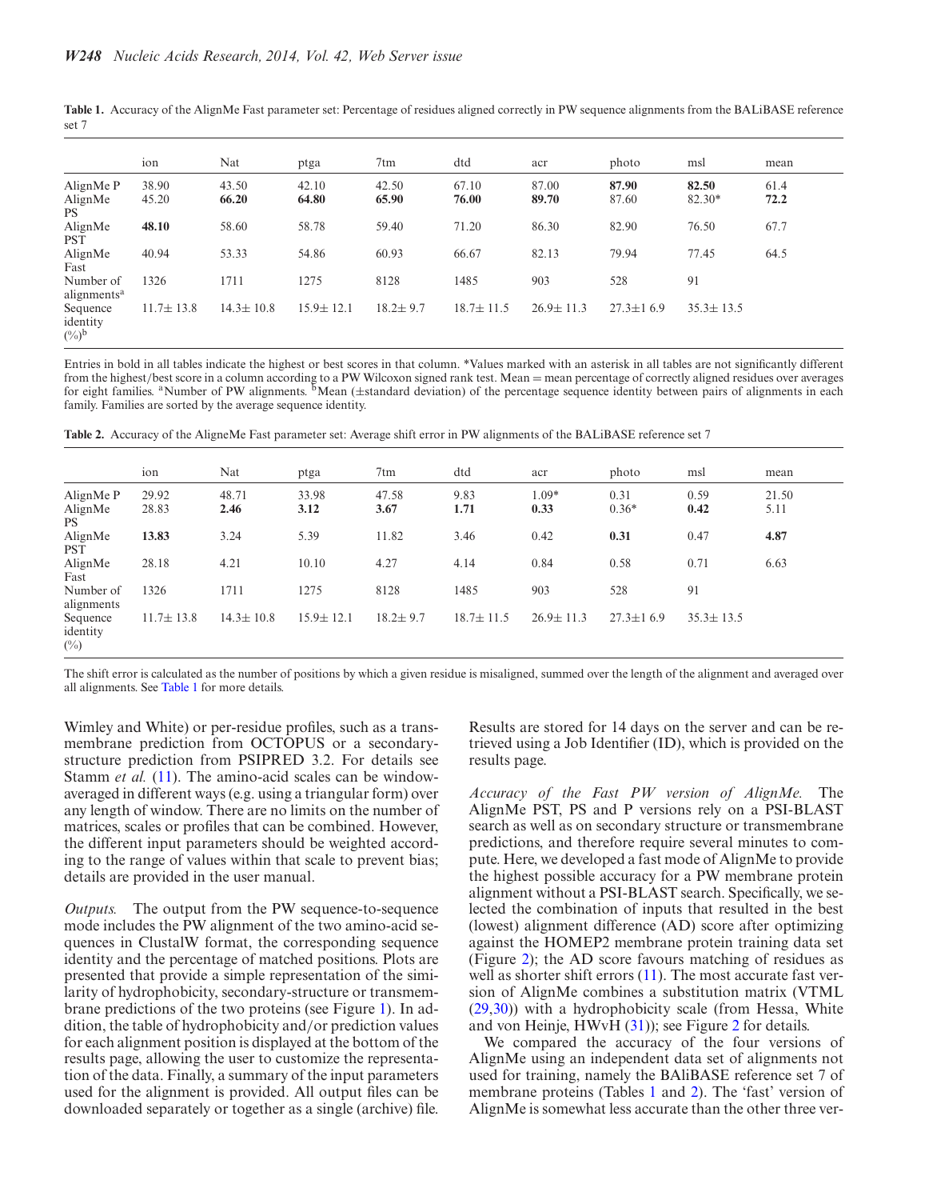**Table 1.** Accuracy of the AlignMe Fast parameter set: Percentage of residues aligned correctly in PW sequence alignments from the BALiBASE reference set 7

| | ion | Nat | ptga | 7tm | dtd | acr | photo | msl | mean |
|---|---|---|---|---|---|---|---|---|---|
| AlignMe P | 38.90 | 43.50 | 42.10 | 42.50 | 67.10 | 87.00 | **87.90** | **82.50** | 61.4 |
| AlignMe PS | 45.20 | **66.20** | **64.80** | **65.90** | **76.00** | **89.70** | 87.60 | 82.30* | **72.2** |
| AlignMe PST | **48.10** | 58.60 | 58.78 | 59.40 | 71.20 | 86.30 | 82.90 | 76.50 | 67.7 |
| AlignMe Fast | 40.94 | 53.33 | 54.86 | 60.93 | 66.67 | 82.13 | 79.94 | 77.45 | 64.5 |
| Number of alignments[a] | 1326 | 1711 | 1275 | 8128 | 1485 | 903 | 528 | 91 | |
| Sequence identity (%)[b] | 11.7± 13.8 | 14.3± 10.8 | 15.9± 12.1 | 18.2± 9.7 | 18.7± 11.5 | 26.9± 11.3 | 27.3±1 6.9 | 35.3± 13.5 | |

Entries in bold in all tables indicate the highest or best scores in that column. *Values marked with an asterisk in all tables are not significantly different from the highest/best score in a column according to a PW Wilcoxon signed rank test. Mean = mean percentage of correctly aligned residues over averages for eight families. [a]Number of PW alignments. [b]Mean (±standard deviation) of the percentage sequence identity between pairs of alignments in each family. Families are sorted by the average sequence identity.

**Table 2.** Accuracy of the AligneMe Fast parameter set: Average shift error in PW alignments of the BALiBASE reference set 7

| | ion | Nat | ptga | 7tm | dtd | acr | photo | msl | mean |
|---|---|---|---|---|---|---|---|---|---|
| AlignMe P | 29.92 | 48.71 | 33.98 | 47.58 | 9.83 | 1.09* | 0.31 | 0.59 | 21.50 |
| AlignMe PS | 28.83 | **2.46** | **3.12** | **3.67** | **1.71** | **0.33** | 0.36* | **0.42** | 5.11 |
| AlignMe PST | **13.83** | 3.24 | 5.39 | 11.82 | 3.46 | 0.42 | **0.31** | 0.47 | **4.87** |
| AlignMe Fast | 28.18 | 4.21 | 10.10 | 4.27 | 4.14 | 0.84 | 0.58 | 0.71 | 6.63 |
| Number of alignments | 1326 | 1711 | 1275 | 8128 | 1485 | 903 | 528 | 91 | |
| Sequence identity (%) | 11.7± 13.8 | 14.3± 10.8 | 15.9± 12.1 | 18.2± 9.7 | 18.7± 11.5 | 26.9± 11.3 | 27.3±1 6.9 | 35.3± 13.5 | |

The shift error is calculated as the number of positions by which a given residue is misaligned, summed over the length of the alignment and averaged over all alignments. See Table 1 for more details.

Wimley and White) or per-residue profiles, such as a transmembrane prediction from OCTOPUS or a secondary-structure prediction from PSIPRED 3.2. For details see Stamm *et al.* (11). The amino-acid scales can be window-averaged in different ways (e.g. using a triangular form) over any length of window. There are no limits on the number of matrices, scales or profiles that can be combined. However, the different input parameters should be weighted according to the range of values within that scale to prevent bias; details are provided in the user manual.

*Outputs.* The output from the PW sequence-to-sequence mode includes the PW alignment of the two amino-acid sequences in ClustalW format, the corresponding sequence identity and the percentage of matched positions. Plots are presented that provide a simple representation of the similarity of hydrophobicity, secondary-structure or transmembrane predictions of the two proteins (see Figure 1). In addition, the table of hydrophobicity and/or prediction values for each alignment position is displayed at the bottom of the results page, allowing the user to customize the representation of the data. Finally, a summary of the input parameters used for the alignment is provided. All output files can be downloaded separately or together as a single (archive) file. Results are stored for 14 days on the server and can be retrieved using a Job Identifier (ID), which is provided on the results page.

*Accuracy of the Fast PW version of AlignMe.* The AlignMe PST, PS and P versions rely on a PSI-BLAST search as well as on secondary structure or transmembrane predictions, and therefore require several minutes to compute. Here, we developed a fast mode of AlignMe to provide the highest possible accuracy for a PW membrane protein alignment without a PSI-BLAST search. Specifically, we selected the combination of inputs that resulted in the best (lowest) alignment difference (AD) score after optimizing against the HOMEP2 membrane protein training data set (Figure 2); the AD score favours matching of residues as well as shorter shift errors (11). The most accurate fast version of AlignMe combines a substitution matrix (VTML (29,30)) with a hydrophobicity scale (from Hessa, White and von Heinje, HWvH (31)); see Figure 2 for details.

We compared the accuracy of the four versions of AlignMe using an independent data set of alignments not used for training, namely the BAliBASE reference set 7 of membrane proteins (Tables 1 and 2). The 'fast' version of AlignMe is somewhat less accurate than the other three ver-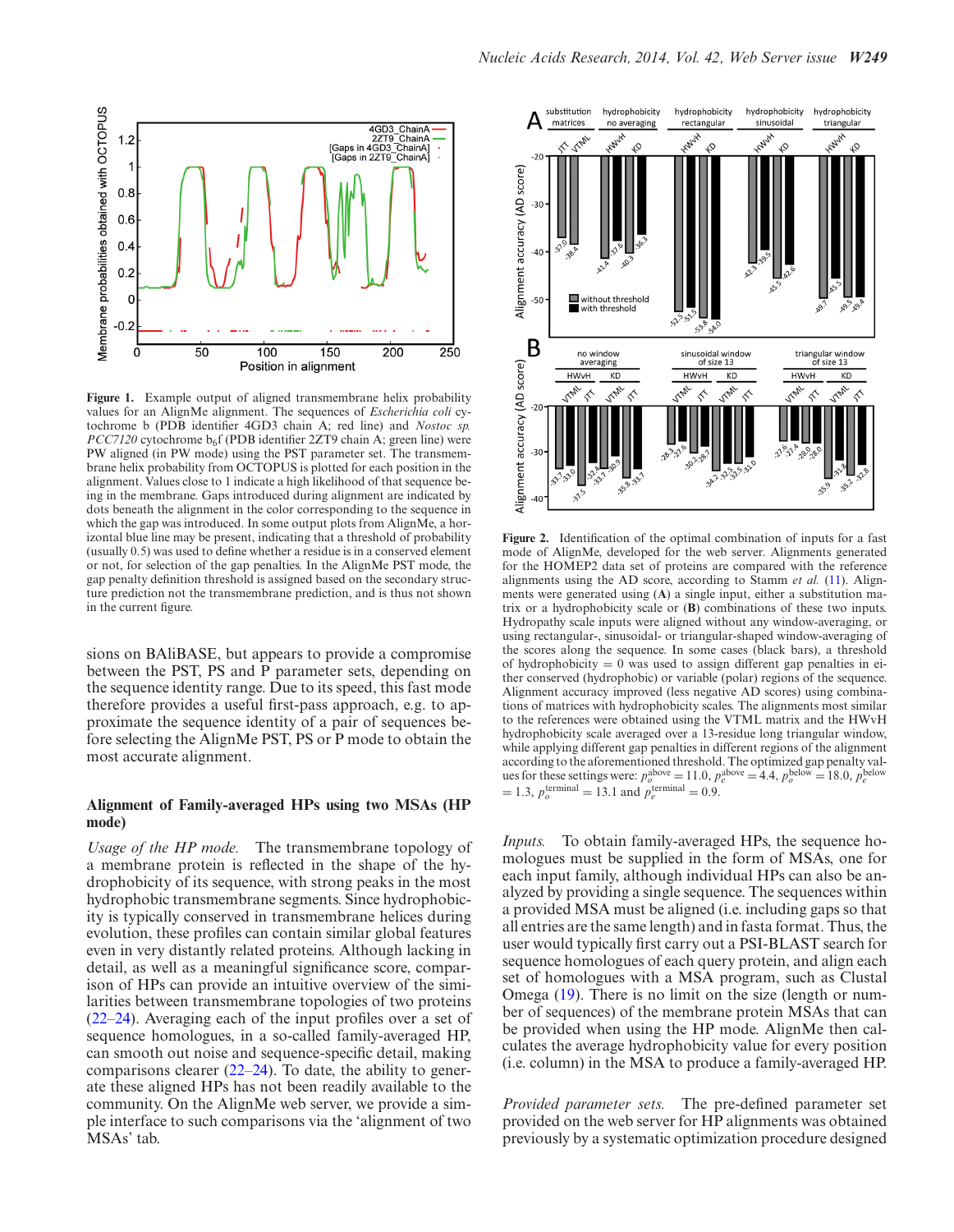Membrane probabilities obtained with OCTOPUS

4GD3_ChainA
2ZT9_ChainA
[Gaps in 4GD3_ChainA]
[Gaps in 2ZT9_ChainA]

Position in alignment

**Figure 1.** Example output of aligned transmembrane helix probability values for an AlignMe alignment. The sequences of *Escherichia coli* cytochrome b (PDB identifier 4GD3 chain A; red line) and *Nostoc sp. PCC7120* cytochrome $b_6f$ (PDB identifier 2ZT9 chain A; green line) were PW aligned (in PW mode) using the PST parameter set. The transmembrane helix probability from OCTOPUS is plotted for each position in the alignment. Values close to 1 indicate a high likelihood of that sequence being in the membrane. Gaps introduced during alignment are indicated by dots beneath the alignment in the color corresponding to the sequence in which the gap was introduced. In some output plots from AlignMe, a horizontal blue line may be present, indicating that a threshold of probability (usually 0.5) was used to define whether a residue is in a conserved element or not, for selection of the gap penalties. In the AlignMe PST mode, the gap penalty definition threshold is assigned based on the secondary structure prediction not the transmembrane prediction, and is thus not shown in the current figure.

sions on BAliBASE, but appears to provide a compromise between the PST, PS and P parameter sets, depending on the sequence identity range. Due to its speed, this fast mode therefore provides a useful first-pass approach, e.g. to approximate the sequence identity of a pair of sequences before selecting the AlignMe PST, PS or P mode to obtain the most accurate alignment.

### Alignment of Family-averaged HPs using two MSAs (HP mode)

*Usage of the HP mode.* The transmembrane topology of a membrane protein is reflected in the shape of the hydrophobicity of its sequence, with strong peaks in the most hydrophobic transmembrane segments. Since hydrophobicity is typically conserved in transmembrane helices during evolution, these profiles can contain similar global features even in very distantly related proteins. Although lacking in detail, as well as a meaningful significance score, comparison of HPs can provide an intuitive overview of the similarities between transmembrane topologies of two proteins (22–24). Averaging each of the input profiles over a set of sequence homologues, in a so-called family-averaged HP, can smooth out noise and sequence-specific detail, making comparisons clearer (22–24). To date, the ability to generate these aligned HPs has not been readily available to the community. On the AlignMe web server, we provide a simple interface to such comparisons via the 'alignment of two MSAs' tab.

A
substitution matrices
hydrophobicity no averaging
hydrophobicity rectangular
hydrophobicity sinusoidal
hydrophobicity triangular
JTT VTML HWvH KD HWvH KD HWvH KD HWvH KD
Alignment accuracy (AD score)
-20 -30 -40 -50
-37.0 -38.4 -41.4 -37.6 -40.3 -36.3 -52.5 -51.5 -53.8 -54.0 -42.3 -39.5 -45.5 -42.6 -49.7 -45.5 -49.5 -49.4
without threshold
with threshold

B
no window averaging
sinusoidal window of size 13
triangular window of size 13
HWvH KD HWvH KD HWvH KD
VTML JTT VTML JTT VTML JTT VTML JTT VTML JTT VTML JTT
Alignment accuracy (AD score)
-20 -30 -40
-33.7 -33.0 -37.5 -32.4 -33.7 -30.9 -35.8 -33.7 -28.3 -27.6 -30.2 -28.7 -34.2 -32.5 -32.5 -31.0 -27.6 -27.4 -28.0 -28.0 -35.9 -31.8 -35.2 -32.8

**Figure 2.** Identification of the optimal combination of inputs for a fast mode of AlignMe, developed for the web server. Alignments generated for the HOMEP2 data set of proteins are compared with the reference alignments using the AD score, according to Stamm *et al.* (11). Alignments were generated using (**A**) a single input, either a substitution matrix or a hydrophobicity scale or (**B**) combinations of these two inputs. Hydropathy scale inputs were aligned without any window-averaging, or using rectangular-, sinusoidal- or triangular-shaped window-averaging of the scores along the sequence. In some cases (black bars), a threshold of hydrophobicity = 0 was used to assign different gap penalties in either conserved (hydrophobic) or variable (polar) regions of the sequence. Alignment accuracy improved (less negative AD scores) using combinations of matrices with hydrophobicity scales. The alignments most similar to the references were obtained using the VTML matrix and the HWvH hydrophobicity scale averaged over a 13-residue long triangular window, while applying different gap penalties in different regions of the alignment according to the aforementioned threshold. The optimized gap penalty values for these settings were: $p_o^{\mathrm{above}} = 11.0$, $p_e^{\mathrm{above}} = 4.4$, $p_o^{\mathrm{below}} = 18.0$, $p_e^{\mathrm{below}} = 1.3$, $p_o^{\mathrm{terminal}} = 13.1$ and $p_e^{\mathrm{terminal}} = 0.9$.

*Inputs.* To obtain family-averaged HPs, the sequence homologues must be supplied in the form of MSAs, one for each input family, although individual HPs can also be analyzed by providing a single sequence. The sequences within a provided MSA must be aligned (i.e. including gaps so that all entries are the same length) and in fasta format. Thus, the user would typically first carry out a PSI-BLAST search for sequence homologues of each query protein, and align each set of homologues with a MSA program, such as Clustal Omega (19). There is no limit on the size (length or number of sequences) of the membrane protein MSAs that can be provided when using the HP mode. AlignMe then calculates the average hydrophobicity value for every position (i.e. column) in the MSA to produce a family-averaged HP.

*Provided parameter sets.* The pre-defined parameter set provided on the web server for HP alignments was obtained previously by a systematic optimization procedure designed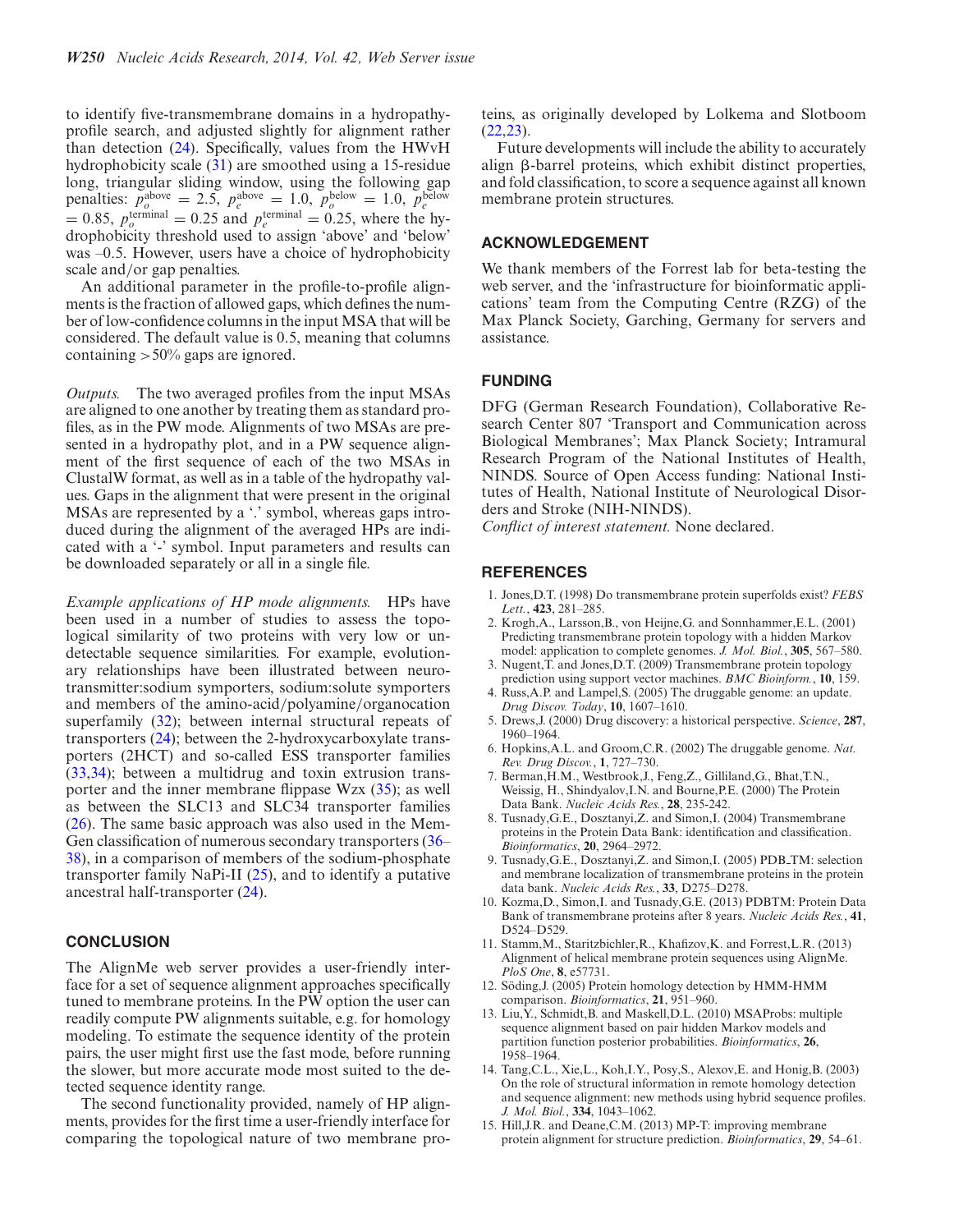to identify five-transmembrane domains in a hydropathy-profile search, and adjusted slightly for alignment rather than detection (24). Specifically, values from the HWvH hydrophobicity scale (31) are smoothed using a 15-residue long, triangular sliding window, using the following gap penalties: $p_o^{\text{above}} = 2.5$, $p_e^{\text{above}} = 1.0$, $p_o^{\text{below}} = 1.0$, $p_e^{\text{below}} = 0.85$, $p_o^{\text{terminal}} = 0.25$ and $p_e^{\text{terminal}} = 0.25$, where the hydrophobicity threshold used to assign 'above' and 'below' was –0.5. However, users have a choice of hydrophobicity scale and/or gap penalties.

An additional parameter in the profile-to-profile alignments is the fraction of allowed gaps, which defines the number of low-confidence columns in the input MSA that will be considered. The default value is 0.5, meaning that columns containing >50% gaps are ignored.

*Outputs.* The two averaged profiles from the input MSAs are aligned to one another by treating them as standard profiles, as in the PW mode. Alignments of two MSAs are presented in a hydropathy plot, and in a PW sequence alignment of the first sequence of each of the two MSAs in ClustalW format, as well as in a table of the hydropathy values. Gaps in the alignment that were present in the original MSAs are represented by a '.' symbol, whereas gaps introduced during the alignment of the averaged HPs are indicated with a '-' symbol. Input parameters and results can be downloaded separately or all in a single file.

*Example applications of HP mode alignments.* HPs have been used in a number of studies to assess the topological similarity of two proteins with very low or undetectable sequence similarities. For example, evolutionary relationships have been illustrated between neurotransmitter:sodium symporters, sodium:solute symporters and members of the amino-acid/polyamine/organocation superfamily (32); between internal structural repeats of transporters (24); between the 2-hydroxycarboxylate transporters (2HCT) and so-called ESS transporter families (33,34); between a multidrug and toxin extrusion transporter and the inner membrane flippase Wzx (35); as well as between the SLC13 and SLC34 transporter families (26). The same basic approach was also used in the MemGen classification of numerous secondary transporters (36–38), in a comparison of members of the sodium-phosphate transporter family NaPi-II (25), and to identify a putative ancestral half-transporter (24).

## CONCLUSION

The AlignMe web server provides a user-friendly interface for a set of sequence alignment approaches specifically tuned to membrane proteins. In the PW option the user can readily compute PW alignments suitable, e.g. for homology modeling. To estimate the sequence identity of the protein pairs, the user might first use the fast mode, before running the slower, but more accurate mode most suited to the detected sequence identity range.

The second functionality provided, namely of HP alignments, provides for the first time a user-friendly interface for comparing the topological nature of two membrane proteins, as originally developed by Lolkema and Slotboom (22,23).

Future developments will include the ability to accurately align β-barrel proteins, which exhibit distinct properties, and fold classification, to score a sequence against all known membrane protein structures.

## ACKNOWLEDGEMENT

We thank members of the Forrest lab for beta-testing the web server, and the 'infrastructure for bioinformatic applications' team from the Computing Centre (RZG) of the Max Planck Society, Garching, Germany for servers and assistance.

## FUNDING

DFG (German Research Foundation), Collaborative Research Center 807 'Transport and Communication across Biological Membranes'; Max Planck Society; Intramural Research Program of the National Institutes of Health, NINDS. Source of Open Access funding: National Institutes of Health, National Institute of Neurological Disorders and Stroke (NIH-NINDS).

*Conflict of interest statement.* None declared.

## REFERENCES

1. Jones,D.T. (1998) Do transmembrane protein superfolds exist? *FEBS Lett.*, **423**, 281–285.
2. Krogh,A., Larsson,B., von Heijne,G. and Sonnhammer,E.L. (2001) Predicting transmembrane protein topology with a hidden Markov model: application to complete genomes. *J. Mol. Biol.*, **305**, 567–580.
3. Nugent,T. and Jones,D.T. (2009) Transmembrane protein topology prediction using support vector machines. *BMC Bioinform.*, **10**, 159.
4. Russ,A.P. and Lampel,S. (2005) The druggable genome: an update. *Drug Discov. Today*, **10**, 1607–1610.
5. Drews,J. (2000) Drug discovery: a historical perspective. *Science*, **287**, 1960–1964.
6. Hopkins,A.L. and Groom,C.R. (2002) The druggable genome. *Nat. Rev. Drug Discov.*, **1**, 727–730.
7. Berman,H.M., Westbrook,J., Feng,Z., Gilliland,G., Bhat,T.N., Weissig, H., Shindyalov,I.N. and Bourne,P.E. (2000) The Protein Data Bank. *Nucleic Acids Res.*, **28**, 235-242.
8. Tusnady,G.E., Dosztanyi,Z. and Simon,I. (2004) Transmembrane proteins in the Protein Data Bank: identification and classification. *Bioinformatics*, **20**, 2964–2972.
9. Tusnady,G.E., Dosztanyi,Z. and Simon,I. (2005) PDB_TM: selection and membrane localization of transmembrane proteins in the protein data bank. *Nucleic Acids Res.*, **33**, D275–D278.
10. Kozma,D., Simon,I. and Tusnady,G.E. (2013) PDBTM: Protein Data Bank of transmembrane proteins after 8 years. *Nucleic Acids Res.*, **41**, D524–D529.
11. Stamm,M., Staritzbichler,R., Khafizov,K. and Forrest,L.R. (2013) Alignment of helical membrane protein sequences using AlignMe. *PloS One*, **8**, e57731.
12. Söding,J. (2005) Protein homology detection by HMM-HMM comparison. *Bioinformatics*, **21**, 951–960.
13. Liu,Y., Schmidt,B. and Maskell,D.L. (2010) MSAProbs: multiple sequence alignment based on pair hidden Markov models and partition function posterior probabilities. *Bioinformatics*, **26**, 1958–1964.
14. Tang,C.L., Xie,L., Koh,I.Y., Posy,S., Alexov,E. and Honig,B. (2003) On the role of structural information in remote homology detection and sequence alignment: new methods using hybrid sequence profiles. *J. Mol. Biol.*, **334**, 1043–1062.
15. Hill,J.R. and Deane,C.M. (2013) MP-T: improving membrane protein alignment for structure prediction. *Bioinformatics*, **29**, 54–61.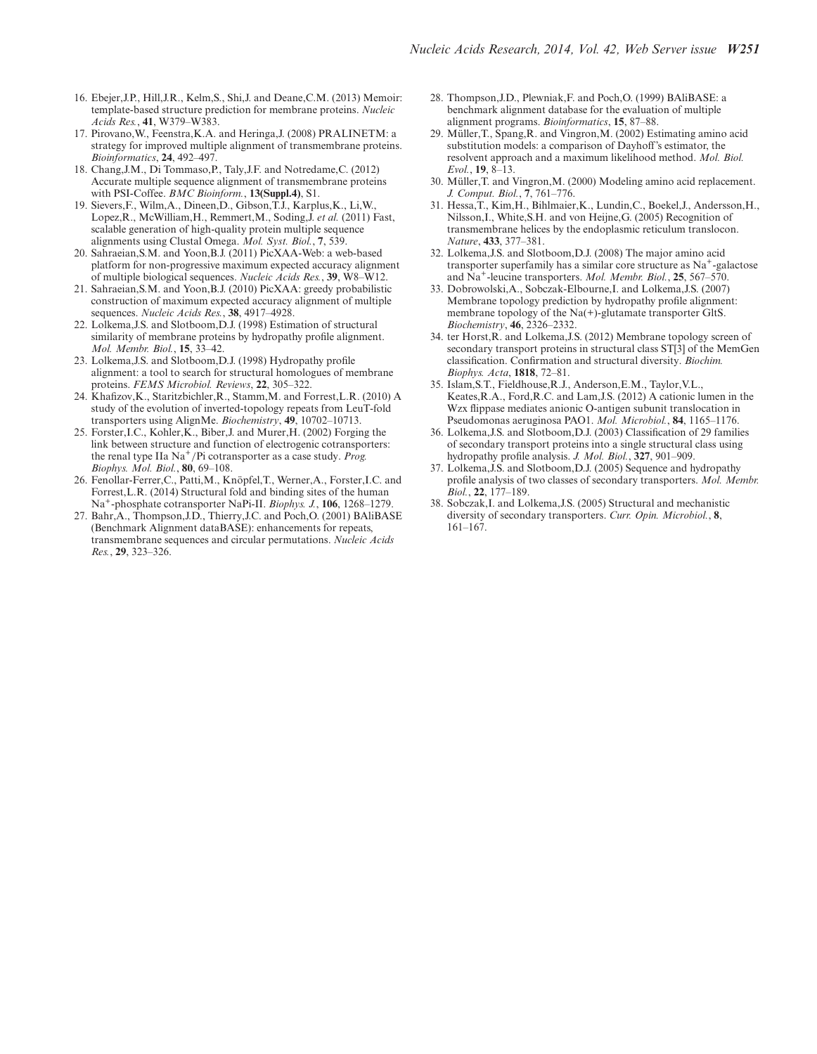16. Ebejer,J.P., Hill,J.R., Kelm,S., Shi,J. and Deane,C.M. (2013) Memoir: template-based structure prediction for membrane proteins. *Nucleic Acids Res.*, **41**, W379–W383.
17. Pirovano,W., Feenstra,K.A. and Heringa,J. (2008) PRALINETM: a strategy for improved multiple alignment of transmembrane proteins. *Bioinformatics*, **24**, 492–497.
18. Chang,J.M., Di Tommaso,P., Taly,J.F. and Notredame,C. (2012) Accurate multiple sequence alignment of transmembrane proteins with PSI-Coffee. *BMC Bioinform.*, **13(Suppl.4)**, S1.
19. Sievers,F., Wilm,A., Dineen,D., Gibson,T.J., Karplus,K., Li,W., Lopez,R., McWilliam,H., Remmert,M., Soding,J. *et al.* (2011) Fast, scalable generation of high-quality protein multiple sequence alignments using Clustal Omega. *Mol. Syst. Biol.*, **7**, 539.
20. Sahraeian,S.M. and Yoon,B.J. (2011) PicXAA-Web: a web-based platform for non-progressive maximum expected accuracy alignment of multiple biological sequences. *Nucleic Acids Res.*, **39**, W8–W12.
21. Sahraeian,S.M. and Yoon,B.J. (2010) PicXAA: greedy probabilistic construction of maximum expected accuracy alignment of multiple sequences. *Nucleic Acids Res.*, **38**, 4917–4928.
22. Lolkema,J.S. and Slotboom,D.J. (1998) Estimation of structural similarity of membrane proteins by hydropathy profile alignment. *Mol. Membr. Biol.*, **15**, 33–42.
23. Lolkema,J.S. and Slotboom,D.J. (1998) Hydropathy profile alignment: a tool to search for structural homologues of membrane proteins. *FEMS Microbiol. Reviews*, **22**, 305–322.
24. Khafizov,K., Staritzbichler,R., Stamm,M. and Forrest,L.R. (2010) A study of the evolution of inverted-topology repeats from LeuT-fold transporters using AlignMe. *Biochemistry*, **49**, 10702–10713.
25. Forster,I.C., Kohler,K., Biber,J. and Murer,H. (2002) Forging the link between structure and function of electrogenic cotransporters: the renal type IIa $Na^+$/Pi cotransporter as a case study. *Prog. Biophys. Mol. Biol.*, **80**, 69–108.
26. Fenollar-Ferrer,C., Patti,M., Knöpfel,T., Werner,A., Forster,I.C. and Forrest,L.R. (2014) Structural fold and binding sites of the human $Na^+$-phosphate cotransporter NaPi-II. *Biophys. J.*, **106**, 1268–1279.
27. Bahr,A., Thompson,J.D., Thierry,J.C. and Poch,O. (2001) BAliBASE (Benchmark Alignment dataBASE): enhancements for repeats, transmembrane sequences and circular permutations. *Nucleic Acids Res.*, **29**, 323–326.
28. Thompson,J.D., Plewniak,F. and Poch,O. (1999) BAliBASE: a benchmark alignment database for the evaluation of multiple alignment programs. *Bioinformatics*, **15**, 87–88.
29. Müller,T., Spang,R. and Vingron,M. (2002) Estimating amino acid substitution models: a comparison of Dayhoff's estimator, the resolvent approach and a maximum likelihood method. *Mol. Biol. Evol.*, **19**, 8–13.
30. Müller,T. and Vingron,M. (2000) Modeling amino acid replacement. *J. Comput. Biol.*, **7**, 761–776.
31. Hessa,T., Kim,H., Bihlmaier,K., Lundin,C., Boekel,J., Andersson,H., Nilsson,I., White,S.H. and von Heijne,G. (2005) Recognition of transmembrane helices by the endoplasmic reticulum translocon. *Nature*, **433**, 377–381.
32. Lolkema,J.S. and Slotboom,D.J. (2008) The major amino acid transporter superfamily has a similar core structure as $Na^+$-galactose and $Na^+$-leucine transporters. *Mol. Membr. Biol.*, **25**, 567–570.
33. Dobrowolski,A., Sobczak-Elbourne,I. and Lolkema,J.S. (2007) Membrane topology prediction by hydropathy profile alignment: membrane topology of the Na(+)-glutamate transporter GltS. *Biochemistry*, **46**, 2326–2332.
34. ter Horst,R. and Lolkema,J.S. (2012) Membrane topology screen of secondary transport proteins in structural class ST[3] of the MemGen classification. Confirmation and structural diversity. *Biochim. Biophys. Acta*, **1818**, 72–81.
35. Islam,S.T., Fieldhouse,R.J., Anderson,E.M., Taylor,V.L., Keates,R.A., Ford,R.C. and Lam,J.S. (2012) A cationic lumen in the Wzx flippase mediates anionic O-antigen subunit translocation in Pseudomonas aeruginosa PAO1. *Mol. Microbiol.*, **84**, 1165–1176.
36. Lolkema,J.S. and Slotboom,D.J. (2003) Classification of 29 families of secondary transport proteins into a single structural class using hydropathy profile analysis. *J. Mol. Biol.*, **327**, 901–909.
37. Lolkema,J.S. and Slotboom,D.J. (2005) Sequence and hydropathy profile analysis of two classes of secondary transporters. *Mol. Membr. Biol.*, **22**, 177–189.
38. Sobczak,I. and Lolkema,J.S. (2005) Structural and mechanistic diversity of secondary transporters. *Curr. Opin. Microbiol.*, **8**, 161–167.